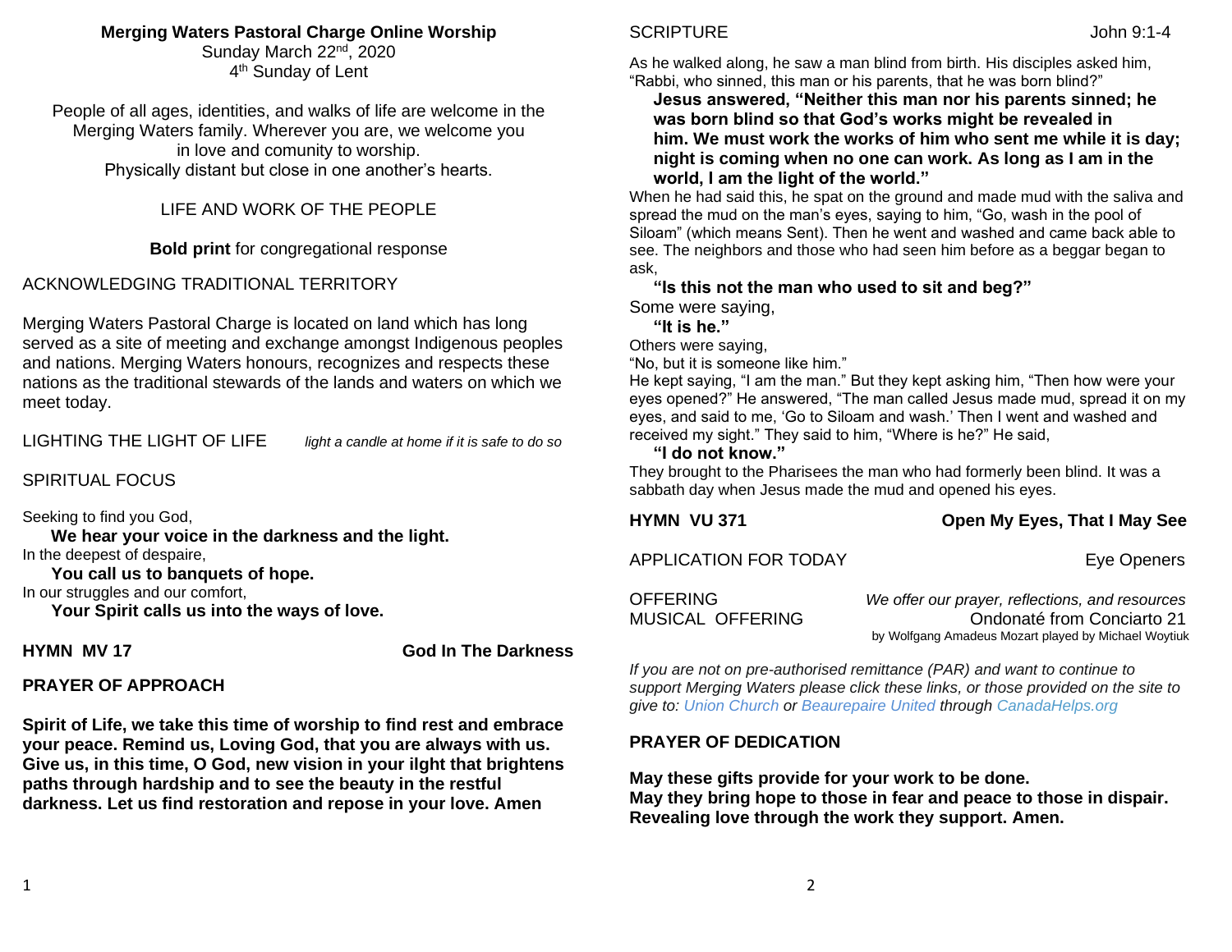**Merging Waters Pastoral Charge Online Worship**
Sunday March 22nd, 2020
4th Sunday of Lent

People of all ages, identities, and walks of life are welcome in the Merging Waters family. Wherever you are, we welcome you in love and comunity to worship.
Physically distant but close in one another's hearts.

LIFE AND WORK OF THE PEOPLE

**Bold print** for congregational response

ACKNOWLEDGING TRADITIONAL TERRITORY

Merging Waters Pastoral Charge is located on land which has long served as a site of meeting and exchange amongst Indigenous peoples and nations. Merging Waters honours, recognizes and respects these nations as the traditional stewards of the lands and waters on which we meet today.

LIGHTING THE LIGHT OF LIFE *light a candle at home if it is safe to do so*

SPIRITUAL FOCUS

Seeking to find you God,
**We hear your voice in the darkness and the light.**
In the deepest of despaire,
**You call us to banquets of hope.**
In our struggles and our comfort,
**Your Spirit calls us into the ways of love.**

**HYMN MV 17** **God In The Darkness**

**PRAYER OF APPROACH**

**Spirit of Life, we take this time of worship to find rest and embrace your peace. Remind us, Loving God, that you are always with us. Give us, in this time, O God, new vision in your ilght that brightens paths through hardship and to see the beauty in the restful darkness. Let us find restoration and repose in your love. Amen**

SCRIPTURE John 9:1-4

As he walked along, he saw a man blind from birth. His disciples asked him, "Rabbi, who sinned, this man or his parents, that he was born blind?"
**Jesus answered, "Neither this man nor his parents sinned; he was born blind so that God's works might be revealed in him. We must work the works of him who sent me while it is day; night is coming when no one can work. As long as I am in the world, I am the light of the world."**
When he had said this, he spat on the ground and made mud with the saliva and spread the mud on the man's eyes, saying to him, "Go, wash in the pool of Siloam" (which means Sent). Then he went and washed and came back able to see. The neighbors and those who had seen him before as a beggar began to ask,
**"Is this not the man who used to sit and beg?"**
Some were saying,
**"It is he."**
Others were saying,
"No, but it is someone like him."
He kept saying, "I am the man." But they kept asking him, "Then how were your eyes opened?" He answered, "The man called Jesus made mud, spread it on my eyes, and said to me, 'Go to Siloam and wash.' Then I went and washed and received my sight." They said to him, "Where is he?" He said,
**"I do not know."**
They brought to the Pharisees the man who had formerly been blind. It was a sabbath day when Jesus made the mud and opened his eyes.

**HYMN VU 371** **Open My Eyes, That I May See**

APPLICATION FOR TODAY Eye Openers

OFFERING *We offer our prayer, reflections, and resources*
MUSICAL OFFERING Ondonaté from Conciarto 21
by Wolfgang Amadeus Mozart played by Michael Woytiuk

*If you are not on pre-authorised remittance (PAR) and want to continue to support Merging Waters please click these links, or those provided on the site to give to: Union Church or Beaurepaire United through CanadaHelps.org*

**PRAYER OF DEDICATION**

**May these gifts provide for your work to be done.**
**May they bring hope to those in fear and peace to those in dispair.**
**Revealing love through the work they support. Amen.**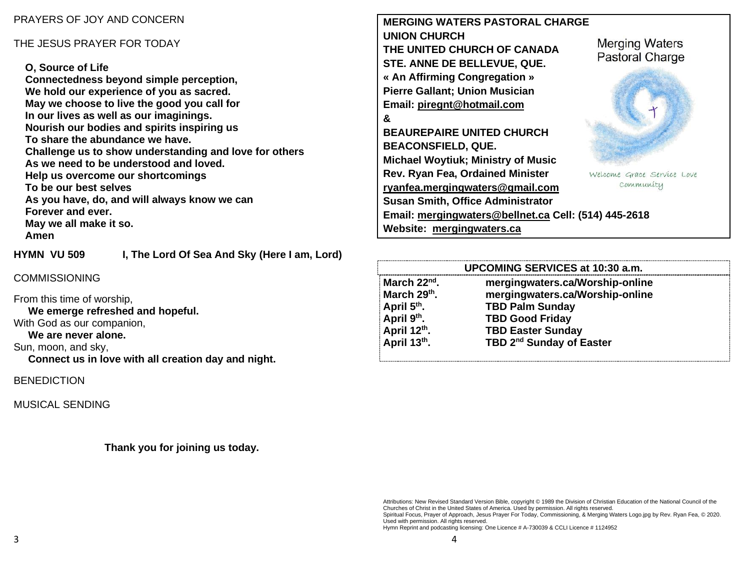PRAYERS OF JOY AND CONCERN

THE JESUS PRAYER FOR TODAY

**O, Source of Life**
**Connectedness beyond simple perception,**
**We hold our experience of you as sacred.**
**May we choose to live the good you call for**
**In our lives as well as our imaginings.**
**Nourish our bodies and spirits inspiring us**
**To share the abundance we have.**
**Challenge us to show understanding and love for others**
**As we need to be understood and loved.**
**Help us overcome our shortcomings**
**To be our best selves**
**As you have, do, and will always know we can**
**Forever and ever.**
**May we all make it so.**
**Amen**

**HYMN VU 509 I, The Lord Of Sea And Sky (Here I am, Lord)**

COMMISSIONING

From this time of worship,
**We emerge refreshed and hopeful.**
With God as our companion,
**We are never alone.**
Sun, moon, and sky,
**Connect us in love with all creation day and night.**

BENEDICTION

MUSICAL SENDING

**Thank you for joining us today.**

**MERGING WATERS PASTORAL CHARGE**
**UNION CHURCH**
**THE UNITED CHURCH OF CANADA**
**STE. ANNE DE BELLEVUE, QUE.**
**« An Affirming Congregation »**
**Pierre Gallant; Union Musician**
**Email: piregnt@hotmail.com**
**&**
**BEAUREPAIRE UNITED CHURCH**
**BEACONSFIELD, QUE.**
**Michael Woytiuk; Ministry of Music**
**Rev. Ryan Fea, Ordained Minister**
**ryanfea.mergingwaters@gmail.com**
**Susan Smith, Office Administrator**
**Email: mergingwaters@bellnet.ca Cell: (514) 445-2618**
**Website: mergingwaters.ca**

Merging Waters Pastoral Charge

Welcome Grace Service Love Community

**UPCOMING SERVICES at 10:30 a.m.**

| | |
|---|---|
| **March 22nd.** | **mergingwaters.ca/Worship-online** |
| **March 29th.** | **mergingwaters.ca/Worship-online** |
| **April 5th.** | **TBD Palm Sunday** |
| **April 9th.** | **TBD Good Friday** |
| **April 12th.** | **TBD Easter Sunday** |
| **April 13th.** | **TBD 2nd Sunday of Easter** |

Attributions: New Revised Standard Version Bible, copyright © 1989 the Division of Christian Education of the National Council of the Churches of Christ in the United States of America. Used by permission. All rights reserved.
Spiritual Focus, Prayer of Approach, Jesus Prayer For Today, Commissioning, & Merging Waters Logo.jpg by Rev. Ryan Fea, © 2020. Used with permission. All rights reserved.
Hymn Reprint and podcasting licensing: One Licence # A-730039 & CCLI Licence # 1124952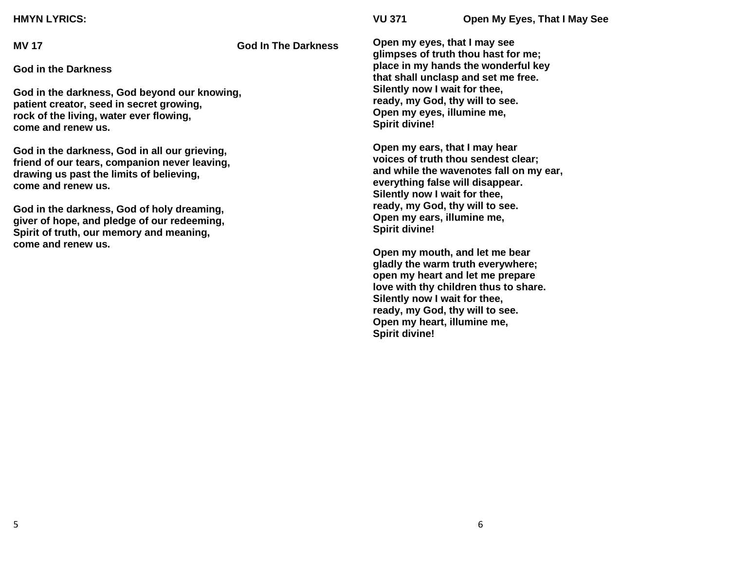**HMYN LYRICS:**

**MV 17 God In The Darkness**

**God in the Darkness**

**God in the darkness, God beyond our knowing,**
**patient creator, seed in secret growing,**
**rock of the living, water ever flowing,**
**come and renew us.**

**God in the darkness, God in all our grieving,**
**friend of our tears, companion never leaving,**
**drawing us past the limits of believing,**
**come and renew us.**

**God in the darkness, God of holy dreaming,**
**giver of hope, and pledge of our redeeming,**
**Spirit of truth, our memory and meaning,**
**come and renew us.**

**VU 371 Open My Eyes, That I May See**

**Open my eyes, that I may see**
**glimpses of truth thou hast for me;**
**place in my hands the wonderful key**
**that shall unclasp and set me free.**
**Silently now I wait for thee,**
**ready, my God, thy will to see.**
**Open my eyes, illumine me,**
**Spirit divine!**

**Open my ears, that I may hear**
**voices of truth thou sendest clear;**
**and while the wavenotes fall on my ear,**
**everything false will disappear.**
**Silently now I wait for thee,**
**ready, my God, thy will to see.**
**Open my ears, illumine me,**
**Spirit divine!**

**Open my mouth, and let me bear**
**gladly the warm truth everywhere;**
**open my heart and let me prepare**
**love with thy children thus to share.**
**Silently now I wait for thee,**
**ready, my God, thy will to see.**
**Open my heart, illumine me,**
**Spirit divine!**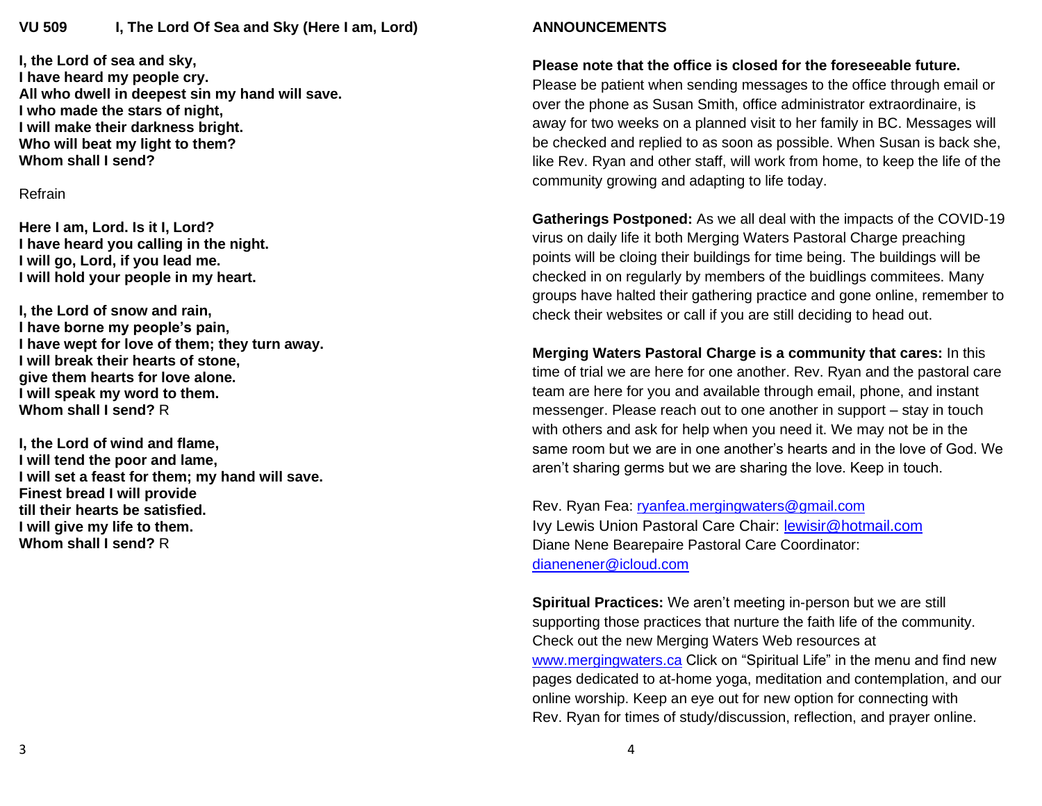**VU 509 I, The Lord Of Sea and Sky (Here I am, Lord)**

**I, the Lord of sea and sky,**
**I have heard my people cry.**
**All who dwell in deepest sin my hand will save.**
**I who made the stars of night,**
**I will make their darkness bright.**
**Who will beat my light to them?**
**Whom shall I send?**

Refrain

**Here I am, Lord. Is it I, Lord?**
**I have heard you calling in the night.**
**I will go, Lord, if you lead me.**
**I will hold your people in my heart.**

**I, the Lord of snow and rain,**
**I have borne my people's pain,**
**I have wept for love of them; they turn away.**
**I will break their hearts of stone,**
**give them hearts for love alone.**
**I will speak my word to them.**
**Whom shall I send?** R

**I, the Lord of wind and flame,**
**I will tend the poor and lame,**
**I will set a feast for them; my hand will save.**
**Finest bread I will provide**
**till their hearts be satisfied.**
**I will give my life to them.**
**Whom shall I send?** R

**ANNOUNCEMENTS**

**Please note that the office is closed for the foreseeable future.** Please be patient when sending messages to the office through email or over the phone as Susan Smith, office administrator extraordinaire, is away for two weeks on a planned visit to her family in BC. Messages will be checked and replied to as soon as possible. When Susan is back she, like Rev. Ryan and other staff, will work from home, to keep the life of the community growing and adapting to life today.

**Gatherings Postponed:** As we all deal with the impacts of the COVID-19 virus on daily life it both Merging Waters Pastoral Charge preaching points will be cloing their buildings for time being. The buildings will be checked in on regularly by members of the buidlings commitees. Many groups have halted their gathering practice and gone online, remember to check their websites or call if you are still deciding to head out.

**Merging Waters Pastoral Charge is a community that cares:** In this time of trial we are here for one another. Rev. Ryan and the pastoral care team are here for you and available through email, phone, and instant messenger. Please reach out to one another in support – stay in touch with others and ask for help when you need it. We may not be in the same room but we are in one another's hearts and in the love of God. We aren't sharing germs but we are sharing the love. Keep in touch.

Rev. Ryan Fea: ryanfea.mergingwaters@gmail.com
Ivy Lewis Union Pastoral Care Chair: lewisir@hotmail.com
Diane Nene Bearepaire Pastoral Care Coordinator: dianenener@icloud.com

**Spiritual Practices:** We aren't meeting in-person but we are still supporting those practices that nurture the faith life of the community. Check out the new Merging Waters Web resources at www.mergingwaters.ca Click on "Spiritual Life" in the menu and find new pages dedicated to at-home yoga, meditation and contemplation, and our online worship. Keep an eye out for new option for connecting with Rev. Ryan for times of study/discussion, reflection, and prayer online.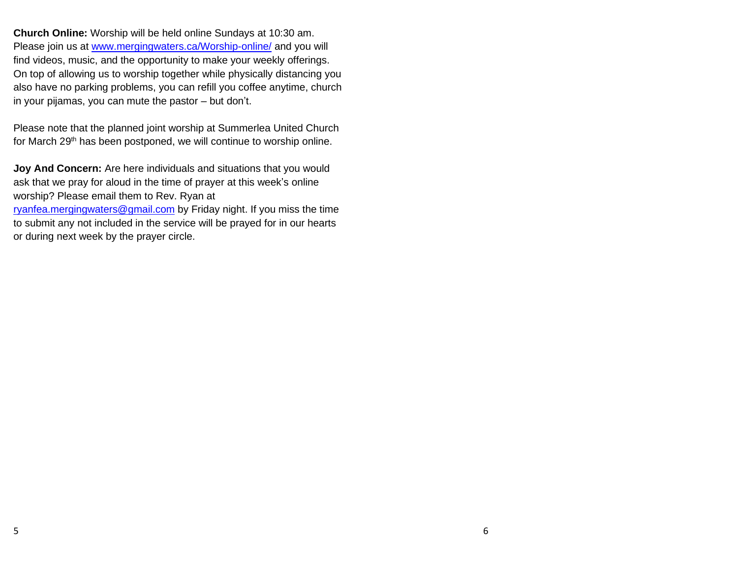**Church Online:** Worship will be held online Sundays at 10:30 am. Please join us at www.mergingwaters.ca/Worship-online/ and you will find videos, music, and the opportunity to make your weekly offerings. On top of allowing us to worship together while physically distancing you also have no parking problems, you can refill you coffee anytime, church in your pijamas, you can mute the pastor – but don't.

Please note that the planned joint worship at Summerlea United Church for March 29th has been postponed, we will continue to worship online.

**Joy And Concern:** Are here individuals and situations that you would ask that we pray for aloud in the time of prayer at this week's online worship? Please email them to Rev. Ryan at ryanfea.mergingwaters@gmail.com by Friday night. If you miss the time to submit any not included in the service will be prayed for in our hearts or during next week by the prayer circle.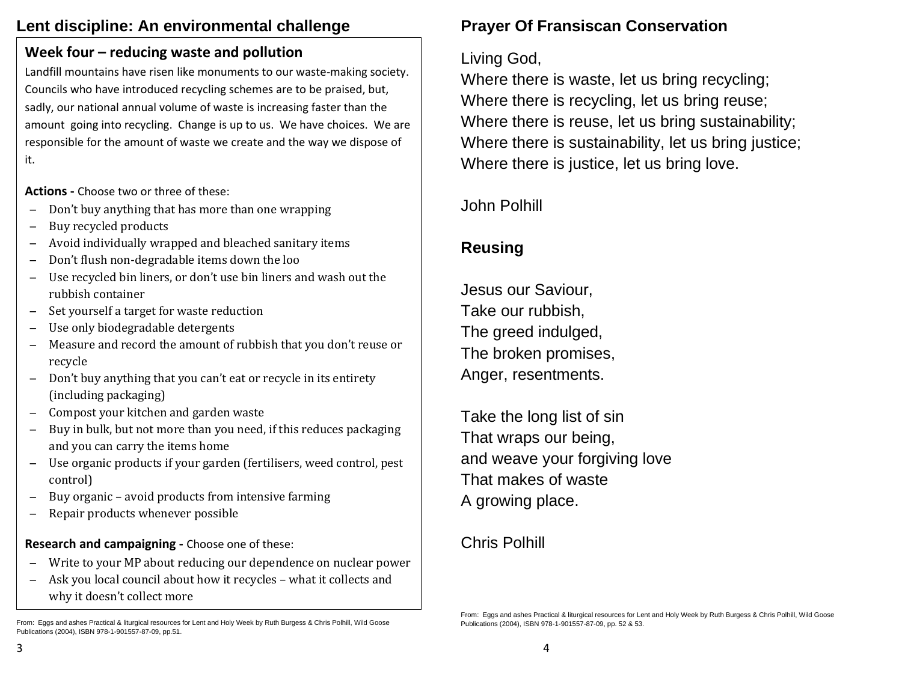## Lent discipline: An environmental challenge

### Week four – reducing waste and pollution

Landfill mountains have risen like monuments to our waste-making society. Councils who have introduced recycling schemes are to be praised, but, sadly, our national annual volume of waste is increasing faster than the amount going into recycling. Change is up to us. We have choices. We are responsible for the amount of waste we create and the way we dispose of it.

**Actions -** Choose two or three of these:

- Don't buy anything that has more than one wrapping
- Buy recycled products
- Avoid individually wrapped and bleached sanitary items
- Don't flush non-degradable items down the loo
- Use recycled bin liners, or don't use bin liners and wash out the rubbish container
- Set yourself a target for waste reduction
- Use only biodegradable detergents
- Measure and record the amount of rubbish that you don't reuse or recycle
- Don't buy anything that you can't eat or recycle in its entirety (including packaging)
- Compost your kitchen and garden waste
- Buy in bulk, but not more than you need, if this reduces packaging and you can carry the items home
- Use organic products if your garden (fertilisers, weed control, pest control)
- Buy organic – avoid products from intensive farming
- Repair products whenever possible

**Research and campaigning -** Choose one of these:

- Write to your MP about reducing our dependence on nuclear power
- Ask you local council about how it recycles – what it collects and why it doesn't collect more

From: Eggs and ashes Practical & liturgical resources for Lent and Holy Week by Ruth Burgess & Chris Polhill, Wild Goose Publications (2004), ISBN 978-1-901557-87-09, pp.51.

## Prayer Of Fransiscan Conservation

Living God,
Where there is waste, let us bring recycling;
Where there is recycling, let us bring reuse;
Where there is reuse, let us bring sustainability;
Where there is sustainability, let us bring justice;
Where there is justice, let us bring love.

John Polhill

## Reusing

Jesus our Saviour,
Take our rubbish,
The greed indulged,
The broken promises,
Anger, resentments.

Take the long list of sin
That wraps our being,
and weave your forgiving love
That makes of waste
A growing place.

Chris Polhill

From: Eggs and ashes Practical & liturgical resources for Lent and Holy Week by Ruth Burgess & Chris Polhill, Wild Goose Publications (2004), ISBN 978-1-901557-87-09, pp. 52 & 53.